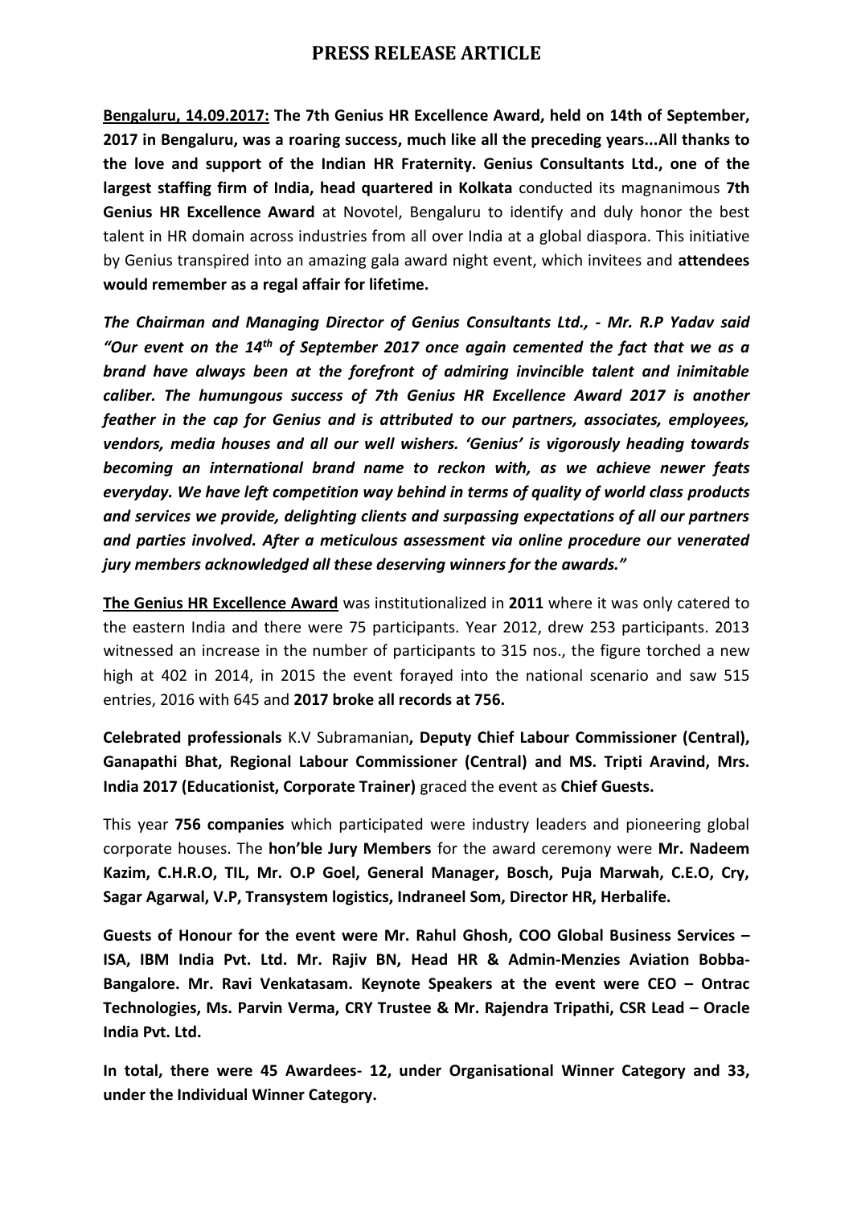# PRESS RELEASE ARTICLE

**Bengaluru, 14.09.2017: The 7th Genius HR Excellence Award, held on 14th of September, 2017 in Bengaluru, was a roaring success, much like all the preceding years...All thanks to the love and support of the Indian HR Fraternity. Genius Consultants Ltd., one of the largest staffing firm of India, head quartered in Kolkata** conducted its magnanimous **7th Genius HR Excellence Award** at Novotel, Bengaluru to identify and duly honor the best talent in HR domain across industries from all over India at a global diaspora. This initiative by Genius transpired into an amazing gala award night event, which invitees and **attendees would remember as a regal affair for lifetime.**

***The Chairman and Managing Director of Genius Consultants Ltd., - Mr. R.P Yadav said "Our event on the 14th of September 2017 once again cemented the fact that we as a brand have always been at the forefront of admiring invincible talent and inimitable caliber. The humungous success of 7th Genius HR Excellence Award 2017 is another feather in the cap for Genius and is attributed to our partners, associates, employees, vendors, media houses and all our well wishers. 'Genius' is vigorously heading towards becoming an international brand name to reckon with, as we achieve newer feats everyday. We have left competition way behind in terms of quality of world class products and services we provide, delighting clients and surpassing expectations of all our partners and parties involved. After a meticulous assessment via online procedure our venerated jury members acknowledged all these deserving winners for the awards."***

**The Genius HR Excellence Award** was institutionalized in **2011** where it was only catered to the eastern India and there were 75 participants. Year 2012, drew 253 participants. 2013 witnessed an increase in the number of participants to 315 nos., the figure torched a new high at 402 in 2014, in 2015 the event forayed into the national scenario and saw 515 entries, 2016 with 645 and **2017 broke all records at 756.**

**Celebrated professionals** K.V Subramanian**, Deputy Chief Labour Commissioner (Central), Ganapathi Bhat, Regional Labour Commissioner (Central) and MS. Tripti Aravind, Mrs. India 2017 (Educationist, Corporate Trainer)** graced the event as **Chief Guests.**

This year **756 companies** which participated were industry leaders and pioneering global corporate houses. The **hon'ble Jury Members** for the award ceremony were **Mr. Nadeem Kazim, C.H.R.O, TIL, Mr. O.P Goel, General Manager, Bosch, Puja Marwah, C.E.O, Cry, Sagar Agarwal, V.P, Transystem logistics, Indraneel Som, Director HR, Herbalife.**

**Guests of Honour for the event were Mr. Rahul Ghosh, COO Global Business Services – ISA, IBM India Pvt. Ltd. Mr. Rajiv BN, Head HR & Admin-Menzies Aviation Bobba-Bangalore. Mr. Ravi Venkatasam. Keynote Speakers at the event were CEO – Ontrac Technologies, Ms. Parvin Verma, CRY Trustee & Mr. Rajendra Tripathi, CSR Lead – Oracle India Pvt. Ltd.**

**In total, there were 45 Awardees- 12, under Organisational Winner Category and 33, under the Individual Winner Category.**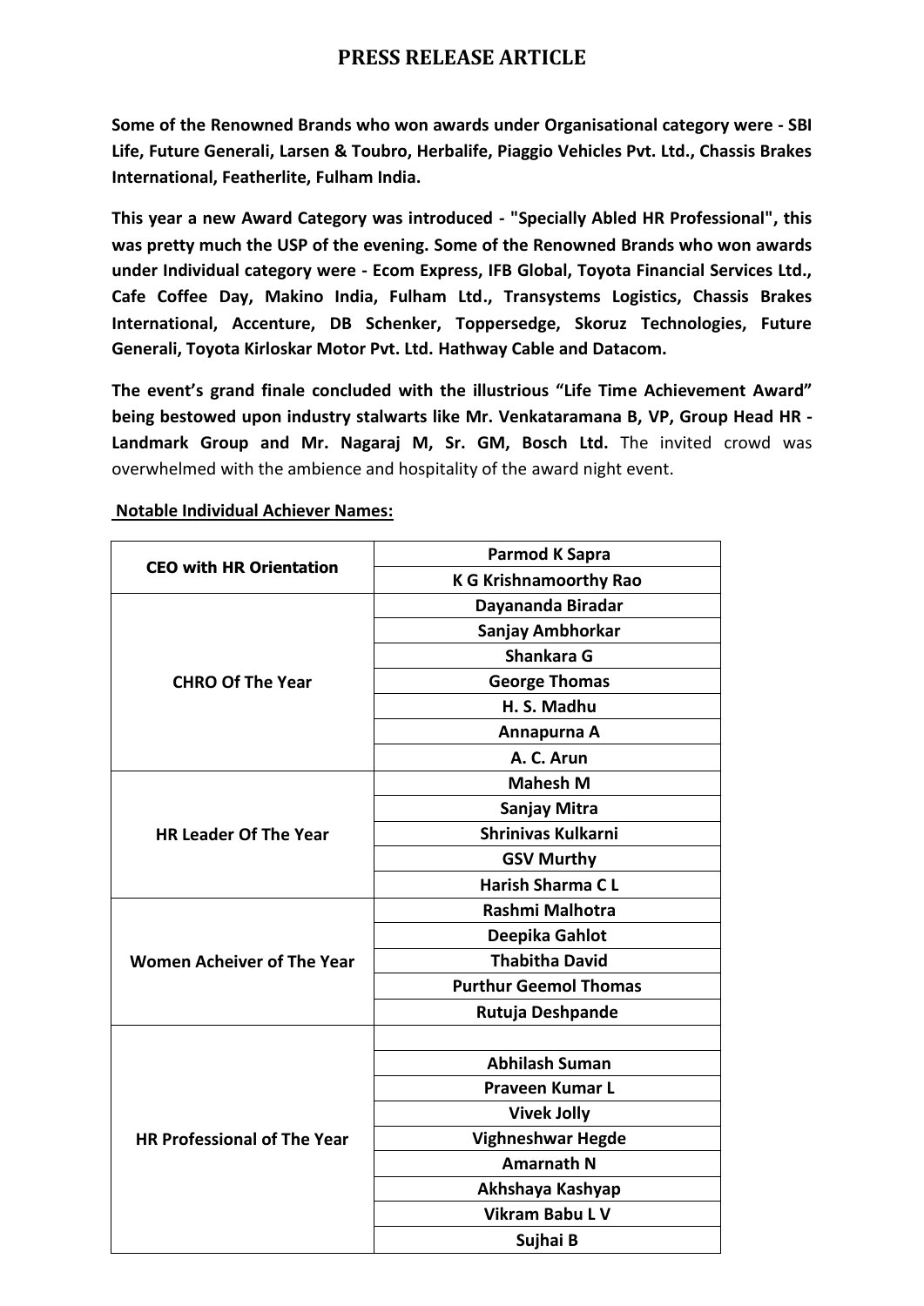# PRESS RELEASE ARTICLE

**Some of the Renowned Brands who won awards under Organisational category were - SBI Life, Future Generali, Larsen & Toubro, Herbalife, Piaggio Vehicles Pvt. Ltd., Chassis Brakes International, Featherlite, Fulham India.**

**This year a new Award Category was introduced - "Specially Abled HR Professional", this was pretty much the USP of the evening. Some of the Renowned Brands who won awards under Individual category were - Ecom Express, IFB Global, Toyota Financial Services Ltd., Cafe Coffee Day, Makino India, Fulham Ltd., Transystems Logistics, Chassis Brakes International, Accenture, DB Schenker, Toppersedge, Skoruz Technologies, Future Generali, Toyota Kirloskar Motor Pvt. Ltd. Hathway Cable and Datacom.**

**The event's grand finale concluded with the illustrious "Life Time Achievement Award" being bestowed upon industry stalwarts like Mr. Venkataramana B, VP, Group Head HR - Landmark Group and Mr. Nagaraj M, Sr. GM, Bosch Ltd.** The invited crowd was overwhelmed with the ambience and hospitality of the award night event.

**Notable Individual Achiever Names:**

| Category | Name |
|---|---|
| **CEO with HR Orientation** | **Parmod K Sapra** |
| | **K G Krishnamoorthy Rao** |
| **CHRO Of The Year** | **Dayananda Biradar** |
| | **Sanjay Ambhorkar** |
| | **Shankara G** |
| | **George Thomas** |
| | **H. S. Madhu** |
| | **Annapurna A** |
| | **A. C. Arun** |
| **HR Leader Of The Year** | **Mahesh M** |
| | **Sanjay Mitra** |
| | **Shrinivas Kulkarni** |
| | **GSV Murthy** |
| | **Harish Sharma C L** |
| **Women Acheiver of The Year** | **Rashmi Malhotra** |
| | **Deepika Gahlot** |
| | **Thabitha David** |
| | **Purthur Geemol Thomas** |
| | **Rutuja Deshpande** |
| **HR Professional of The Year** | |
| | **Abhilash Suman** |
| | **Praveen Kumar L** |
| | **Vivek Jolly** |
| | **Vighneshwar Hegde** |
| | **Amarnath N** |
| | **Akhshaya Kashyap** |
| | **Vikram Babu L V** |
| | **Sujhai B** |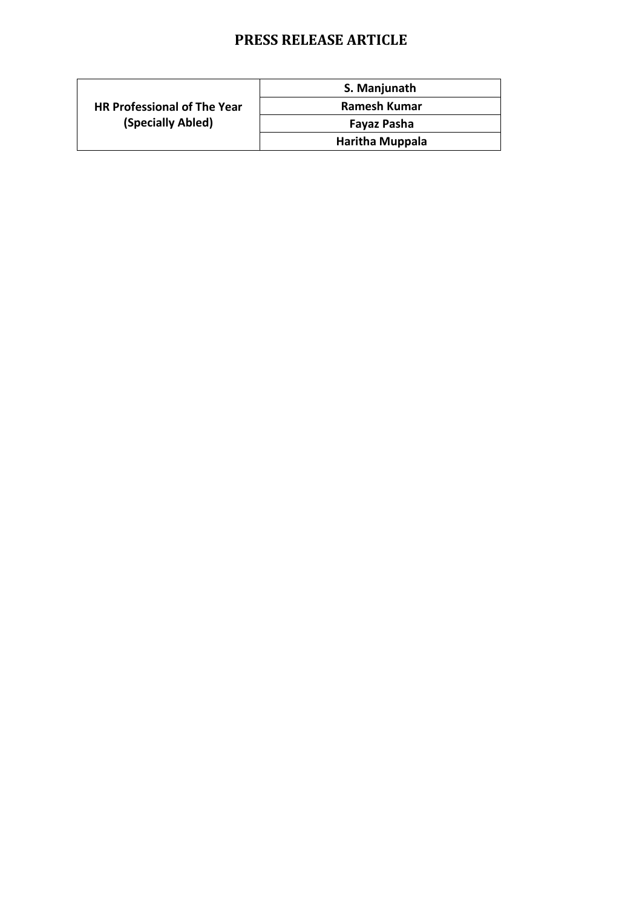# PRESS RELEASE ARTICLE

| | |
|---|---|
| **HR Professional of The Year (Specially Abled)** | **S. Manjunath** |
| | **Ramesh Kumar** |
| | **Fayaz Pasha** |
| | **Haritha Muppala** |